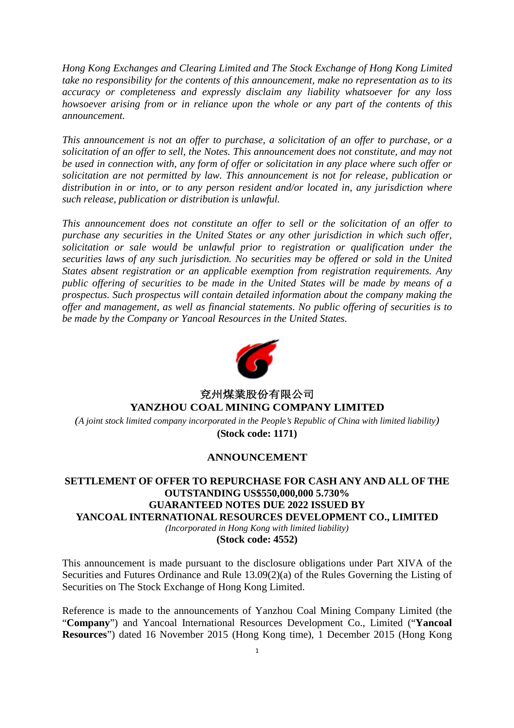*Hong Kong Exchanges and Clearing Limited and The Stock Exchange of Hong Kong Limited take no responsibility for the contents of this announcement, make no representation as to its accuracy or completeness and expressly disclaim any liability whatsoever for any loss howsoever arising from or in reliance upon the whole or any part of the contents of this announcement.*

*This announcement is not an offer to purchase, a solicitation of an offer to purchase, or a solicitation of an offer to sell, the Notes. This announcement does not constitute, and may not be used in connection with, any form of offer or solicitation in any place where such offer or solicitation are not permitted by law. This announcement is not for release, publication or distribution in or into, or to any person resident and/or located in, any jurisdiction where such release, publication or distribution is unlawful.*

*This announcement does not constitute an offer to sell or the solicitation of an offer to purchase any securities in the United States or any other jurisdiction in which such offer, solicitation or sale would be unlawful prior to registration or qualification under the securities laws of any such jurisdiction. No securities may be offered or sold in the United States absent registration or an applicable exemption from registration requirements. Any public offering of securities to be made in the United States will be made by means of a prospectus. Such prospectus will contain detailed information about the company making the offer and management, as well as financial statements. No public offering of securities is to be made by the Company or Yancoal Resources in the United States.*

**兗州煤業股份有限公司**
**YANZHOU COAL MINING COMPANY LIMITED**
*(A joint stock limited company incorporated in the People's Republic of China with limited liability)*
**(Stock code: 1171)**

# ANNOUNCEMENT

## SETTLEMENT OF OFFER TO REPURCHASE FOR CASH ANY AND ALL OF THE OUTSTANDING US$550,000,000 5.730% GUARANTEED NOTES DUE 2022 ISSUED BY YANCOAL INTERNATIONAL RESOURCES DEVELOPMENT CO., LIMITED

*(Incorporated in Hong Kong with limited liability)*
**(Stock code: 4552)**

This announcement is made pursuant to the disclosure obligations under Part XIVA of the Securities and Futures Ordinance and Rule 13.09(2)(a) of the Rules Governing the Listing of Securities on The Stock Exchange of Hong Kong Limited.

Reference is made to the announcements of Yanzhou Coal Mining Company Limited (the "**Company**") and Yancoal International Resources Development Co., Limited ("**Yancoal Resources**") dated 16 November 2015 (Hong Kong time), 1 December 2015 (Hong Kong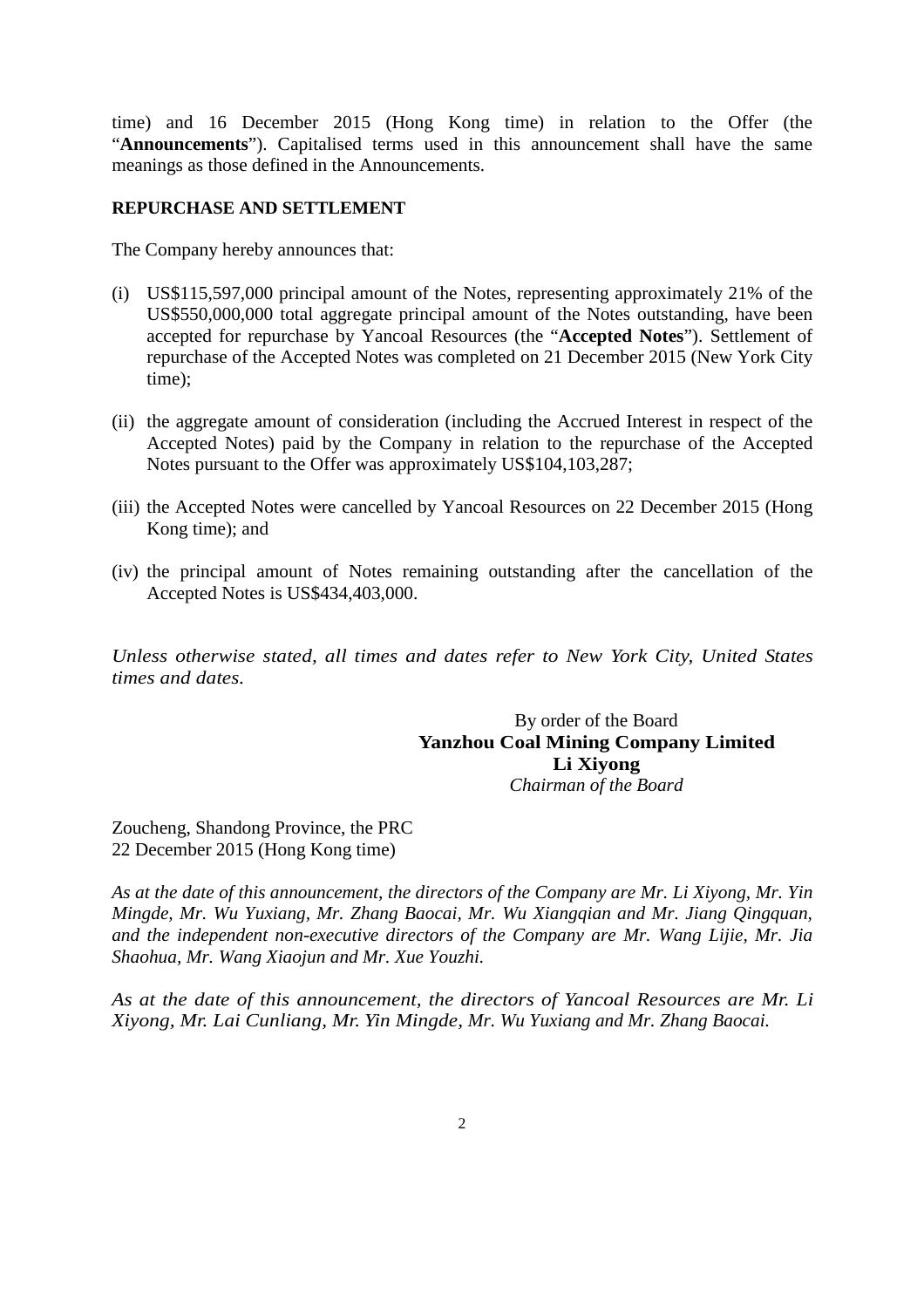time) and 16 December 2015 (Hong Kong time) in relation to the Offer (the "**Announcements**"). Capitalised terms used in this announcement shall have the same meanings as those defined in the Announcements.

**REPURCHASE AND SETTLEMENT**

The Company hereby announces that:

(i) US$115,597,000 principal amount of the Notes, representing approximately 21% of the US$550,000,000 total aggregate principal amount of the Notes outstanding, have been accepted for repurchase by Yancoal Resources (the "**Accepted Notes**"). Settlement of repurchase of the Accepted Notes was completed on 21 December 2015 (New York City time);

(ii) the aggregate amount of consideration (including the Accrued Interest in respect of the Accepted Notes) paid by the Company in relation to the repurchase of the Accepted Notes pursuant to the Offer was approximately US$104,103,287;

(iii) the Accepted Notes were cancelled by Yancoal Resources on 22 December 2015 (Hong Kong time); and

(iv) the principal amount of Notes remaining outstanding after the cancellation of the Accepted Notes is US$434,403,000.

*Unless otherwise stated, all times and dates refer to New York City, United States times and dates.*

By order of the Board
**Yanzhou Coal Mining Company Limited**
**Li Xiyong**
*Chairman of the Board*

Zoucheng, Shandong Province, the PRC
22 December 2015 (Hong Kong time)

*As at the date of this announcement, the directors of the Company are Mr. Li Xiyong, Mr. Yin Mingde, Mr. Wu Yuxiang, Mr. Zhang Baocai, Mr. Wu Xiangqian and Mr. Jiang Qingquan, and the independent non-executive directors of the Company are Mr. Wang Lijie, Mr. Jia Shaohua, Mr. Wang Xiaojun and Mr. Xue Youzhi.*

*As at the date of this announcement, the directors of Yancoal Resources are Mr. Li Xiyong, Mr. Lai Cunliang, Mr. Yin Mingde, Mr. Wu Yuxiang and Mr. Zhang Baocai.*